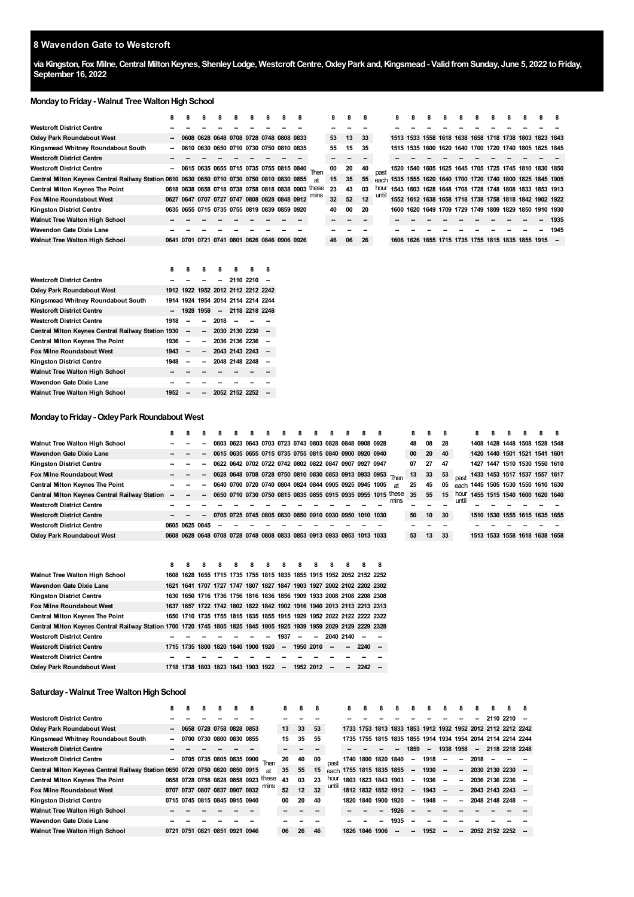# 8 Wavendon Gate to Westcroft

**via Kingston, Fox Milne, Central Milton Keynes, Shenley Lodge, Westcroft Centre, Oxley Park and, Kingsmead - Valid from Sunday, June 5, 2022 to Friday, September 16, 2022**

## Monday to Friday - Walnut Tree Walton High School

| | 8 | 8 | 8 | 8 | 8 | 8 | 8 | 8 | 8 | | 8 | 8 | 8 | | 8 | 8 | 8 | 8 | 8 | 8 | 8 | 8 | 8 | 8 | 8 |
|---|---|---|---|---|---|---|---|---|---|---|---|---|---|---|---|---|---|---|---|---|---|---|---|---|---|
| Westcroft District Centre | -- | -- | -- | -- | -- | -- | -- | -- | -- | | -- | -- | -- | | -- | -- | -- | -- | -- | -- | -- | -- | -- | -- | -- |
| Oxley Park Roundabout West | -- | 0608 | 0628 | 0648 | 0708 | 0728 | 0748 | 0808 | 0833 | | 53 | 13 | 33 | | 1513 | 1533 | 1558 | 1618 | 1638 | 1658 | 1718 | 1738 | 1803 | 1823 | 1843 |
| Kingsmead Whitney Roundabout South | -- | 0610 | 0630 | 0650 | 0710 | 0730 | 0750 | 0810 | 0835 | | 55 | 15 | 35 | | 1515 | 1535 | 1600 | 1620 | 1640 | 1700 | 1720 | 1740 | 1805 | 1825 | 1845 |
| Westcroft District Centre | -- | -- | -- | -- | -- | -- | -- | -- | -- | | -- | -- | -- | | -- | -- | -- | -- | -- | -- | -- | -- | -- | -- | -- |
| Westcroft District Centre | -- | 0615 | 0635 | 0655 | 0715 | 0735 | 0755 | 0815 | 0840 | Then | 00 | 20 | 40 | past | 1520 | 1540 | 1605 | 1625 | 1645 | 1705 | 1725 | 1745 | 1810 | 1830 | 1850 |
| Central Milton Keynes Central Railway Station | 0610 | 0630 | 0650 | 0710 | 0730 | 0750 | 0810 | 0830 | 0855 | at | 15 | 35 | 55 | each | 1535 | 1555 | 1620 | 1640 | 1700 | 1720 | 1740 | 1800 | 1825 | 1845 | 1905 |
| Central Milton Keynes The Point | 0618 | 0638 | 0658 | 0718 | 0738 | 0758 | 0818 | 0838 | 0903 | these | 23 | 43 | 03 | hour | 1543 | 1603 | 1628 | 1648 | 1708 | 1728 | 1748 | 1808 | 1833 | 1853 | 1913 |
| Fox Milne Roundabout West | 0627 | 0647 | 0707 | 0727 | 0747 | 0808 | 0828 | 0848 | 0912 | mins | 32 | 52 | 12 | until | 1552 | 1612 | 1638 | 1658 | 1718 | 1738 | 1758 | 1818 | 1842 | 1902 | 1922 |
| Kingston District Centre | 0635 | 0655 | 0715 | 0735 | 0755 | 0819 | 0839 | 0859 | 0920 | | 40 | 00 | 20 | | 1600 | 1620 | 1649 | 1709 | 1729 | 1749 | 1809 | 1829 | 1850 | 1910 | 1930 |
| Walnut Tree Walton High School | -- | -- | -- | -- | -- | -- | -- | -- | -- | | -- | -- | -- | | -- | -- | -- | -- | -- | -- | -- | -- | -- | -- | 1935 |
| Wavendon Gate Dixie Lane | -- | -- | -- | -- | -- | -- | -- | -- | -- | | -- | -- | -- | | -- | -- | -- | -- | -- | -- | -- | -- | -- | -- | 1945 |
| Walnut Tree Walton High School | 0641 | 0701 | 0721 | 0741 | 0801 | 0826 | 0846 | 0906 | 0926 | | 46 | 06 | 26 | | 1606 | 1626 | 1655 | 1715 | 1735 | 1755 | 1815 | 1835 | 1855 | 1915 | -- |

| | 8 | 8 | 8 | 8 | 8 | 8 | 8 |
|---|---|---|---|---|---|---|---|
| Westcroft District Centre | -- | -- | -- | -- | 2110 | 2210 | -- |
| Oxley Park Roundabout West | 1912 | 1922 | 1952 | 2012 | 2112 | 2212 | 2242 |
| Kingsmead Whitney Roundabout South | 1914 | 1924 | 1954 | 2014 | 2114 | 2214 | 2244 |
| Westcroft District Centre | -- | 1928 | 1958 | -- | 2118 | 2218 | 2248 |
| Westcroft District Centre | 1918 | -- | -- | 2018 | -- | -- | -- |
| Central Milton Keynes Central Railway Station | 1930 | -- | -- | 2030 | 2130 | 2230 | -- |
| Central Milton Keynes The Point | 1936 | -- | -- | 2036 | 2136 | 2236 | -- |
| Fox Milne Roundabout West | 1943 | -- | -- | 2043 | 2143 | 2243 | -- |
| Kingston District Centre | 1948 | -- | -- | 2048 | 2148 | 2248 | -- |
| Walnut Tree Walton High School | -- | -- | -- | -- | -- | -- | -- |
| Wavendon Gate Dixie Lane | -- | -- | -- | -- | -- | -- | -- |
| Walnut Tree Walton High School | 1952 | -- | -- | 2052 | 2152 | 2252 | -- |

## Monday to Friday - Oxley Park Roundabout West

| | 8 | 8 | 8 | 8 | 8 | 8 | 8 | 8 | 8 | 8 | 8 | 8 | 8 | 8 | | 8 | 8 | 8 | | 8 | 8 | 8 | 8 | 8 | 8 |
|---|---|---|---|---|---|---|---|---|---|---|---|---|---|---|---|---|---|---|---|---|---|---|---|---|---|
| Walnut Tree Walton High School | -- | -- | -- | 0603 | 0623 | 0643 | 0703 | 0723 | 0743 | 0803 | 0828 | 0848 | 0908 | 0928 | | 48 | 08 | 28 | | 1408 | 1428 | 1448 | 1508 | 1528 | 1548 |
| Wavendon Gate Dixie Lane | -- | -- | -- | 0615 | 0635 | 0655 | 0715 | 0735 | 0755 | 0815 | 0840 | 0900 | 0920 | 0940 | | 00 | 20 | 40 | | 1420 | 1440 | 1501 | 1521 | 1541 | 1601 |
| Kingston District Centre | -- | -- | -- | 0622 | 0642 | 0702 | 0722 | 0742 | 0802 | 0822 | 0847 | 0907 | 0927 | 0947 | | 07 | 27 | 47 | | 1427 | 1447 | 1510 | 1530 | 1550 | 1610 |
| Fox Milne Roundabout West | -- | -- | -- | 0628 | 0648 | 0708 | 0728 | 0750 | 0810 | 0830 | 0853 | 0913 | 0933 | 0953 | Then | 13 | 33 | 53 | past | 1433 | 1453 | 1517 | 1537 | 1557 | 1617 |
| Central Milton Keynes The Point | -- | -- | -- | 0640 | 0700 | 0720 | 0740 | 0804 | 0824 | 0844 | 0905 | 0925 | 0945 | 1005 | at | 25 | 45 | 05 | each | 1445 | 1505 | 1530 | 1550 | 1610 | 1630 |
| Central Milton Keynes Central Railway Station | -- | -- | -- | 0650 | 0710 | 0730 | 0750 | 0815 | 0835 | 0855 | 0915 | 0935 | 0955 | 1015 | these | 35 | 55 | 15 | hour | 1455 | 1515 | 1540 | 1600 | 1620 | 1640 |
| Westcroft District Centre | -- | -- | -- | -- | -- | -- | -- | -- | -- | -- | -- | -- | -- | -- | mins | -- | -- | -- | until | -- | -- | -- | -- | -- | -- |
| Westcroft District Centre | -- | -- | -- | 0705 | 0725 | 0745 | 0805 | 0830 | 0850 | 0910 | 0930 | 0950 | 1010 | 1030 | | 50 | 10 | 30 | | 1510 | 1530 | 1555 | 1615 | 1635 | 1655 |
| Westcroft District Centre | 0605 | 0625 | 0645 | -- | -- | -- | -- | -- | -- | -- | -- | -- | -- | -- | | -- | -- | -- | | -- | -- | -- | -- | -- | -- |
| Oxley Park Roundabout West | 0608 | 0628 | 0648 | 0708 | 0728 | 0748 | 0808 | 0833 | 0853 | 0913 | 0933 | 0953 | 1013 | 1033 | | 53 | 13 | 33 | | 1513 | 1533 | 1558 | 1618 | 1638 | 1658 |

| | 8 | 8 | 8 | 8 | 8 | 8 | 8 | 8 | 8 | 8 | 8 | 8 | 8 | 8 |
|---|---|---|---|---|---|---|---|---|---|---|---|---|---|---|
| Walnut Tree Walton High School | 1608 | 1628 | 1655 | 1715 | 1735 | 1755 | 1815 | 1835 | 1855 | 1915 | 1952 | 2052 | 2152 | 2252 |
| Wavendon Gate Dixie Lane | 1621 | 1641 | 1707 | 1727 | 1747 | 1807 | 1827 | 1847 | 1903 | 1927 | 2002 | 2102 | 2202 | 2302 |
| Kingston District Centre | 1630 | 1650 | 1716 | 1736 | 1756 | 1816 | 1836 | 1856 | 1909 | 1933 | 2008 | 2108 | 2208 | 2308 |
| Fox Milne Roundabout West | 1637 | 1657 | 1722 | 1742 | 1802 | 1822 | 1842 | 1902 | 1916 | 1940 | 2013 | 2113 | 2213 | 2313 |
| Central Milton Keynes The Point | 1650 | 1710 | 1735 | 1755 | 1815 | 1835 | 1855 | 1915 | 1929 | 1952 | 2022 | 2122 | 2222 | 2322 |
| Central Milton Keynes Central Railway Station | 1700 | 1720 | 1745 | 1805 | 1825 | 1845 | 1905 | 1925 | 1939 | 1959 | 2029 | 2129 | 2229 | 2328 |
| Westcroft District Centre | -- | -- | -- | -- | -- | -- | -- | 1937 | -- | -- | 2040 | 2140 | -- | -- |
| Westcroft District Centre | 1715 | 1735 | 1800 | 1820 | 1840 | 1900 | 1920 | -- | 1950 | 2010 | -- | -- | 2240 | -- |
| Westcroft District Centre | -- | -- | -- | -- | -- | -- | -- | -- | -- | -- | -- | -- | -- | -- |
| Oxley Park Roundabout West | 1718 | 1738 | 1803 | 1823 | 1843 | 1903 | 1922 | -- | 1952 | 2012 | -- | -- | 2242 | -- |

## Saturday - Walnut Tree Walton High School

| | 8 | 8 | 8 | 8 | 8 | 8 | | 8 | 8 | 8 | | 8 | 8 | 8 | 8 | 8 | 8 | 8 | 8 | 8 | 8 | 8 | 8 |
|---|---|---|---|---|---|---|---|---|---|---|---|---|---|---|---|---|---|---|---|---|---|---|---|
| Westcroft District Centre | -- | -- | -- | -- | -- | -- | | -- | -- | -- | | -- | -- | -- | -- | -- | -- | -- | -- | -- | 2110 | 2210 | -- |
| Oxley Park Roundabout West | -- | 0658 | 0728 | 0758 | 0828 | 0853 | | 13 | 33 | 53 | | 1733 | 1753 | 1813 | 1833 | 1853 | 1912 | 1932 | 1952 | 2012 | 2112 | 2212 | 2242 |
| Kingsmead Whitney Roundabout South | -- | 0700 | 0730 | 0800 | 0830 | 0855 | | 15 | 35 | 55 | | 1735 | 1755 | 1815 | 1835 | 1855 | 1914 | 1934 | 1954 | 2014 | 2114 | 2214 | 2244 |
| Westcroft District Centre | -- | -- | -- | -- | -- | -- | | -- | -- | -- | | -- | -- | -- | -- | 1859 | -- | 1938 | 1958 | -- | 2118 | 2218 | 2248 |
| Westcroft District Centre | -- | 0705 | 0735 | 0805 | 0835 | 0900 | Then | 20 | 40 | 00 | past | 1740 | 1800 | 1820 | 1840 | -- | 1918 | -- | -- | 2018 | -- | -- | -- |
| Central Milton Keynes Central Railway Station | 0650 | 0720 | 0750 | 0820 | 0850 | 0915 | at | 35 | 55 | 15 | each | 1755 | 1815 | 1835 | 1855 | -- | 1930 | -- | -- | 2030 | 2130 | 2230 | -- |
| Central Milton Keynes The Point | 0658 | 0728 | 0758 | 0828 | 0858 | 0923 | these | 43 | 03 | 23 | hour | 1803 | 1823 | 1843 | 1903 | -- | 1936 | -- | -- | 2036 | 2136 | 2236 | -- |
| Fox Milne Roundabout West | 0707 | 0737 | 0807 | 0837 | 0907 | 0932 | mins | 52 | 12 | 32 | until | 1812 | 1832 | 1852 | 1912 | -- | 1943 | -- | -- | 2043 | 2143 | 2243 | -- |
| Kingston District Centre | 0715 | 0745 | 0815 | 0845 | 0915 | 0940 | | 00 | 20 | 40 | | 1820 | 1840 | 1900 | 1920 | -- | 1948 | -- | -- | 2048 | 2148 | 2248 | -- |
| Walnut Tree Walton High School | -- | -- | -- | -- | -- | -- | | -- | -- | -- | | -- | -- | -- | 1926 | -- | -- | -- | -- | -- | -- | -- | -- |
| Wavendon Gate Dixie Lane | -- | -- | -- | -- | -- | -- | | -- | -- | -- | | -- | -- | -- | 1935 | -- | -- | -- | -- | -- | -- | -- | -- |
| Walnut Tree Walton High School | 0721 | 0751 | 0821 | 0851 | 0921 | 0946 | | 06 | 26 | 46 | | 1826 | 1846 | 1906 | -- | -- | 1952 | -- | -- | 2052 | 2152 | 2252 | -- |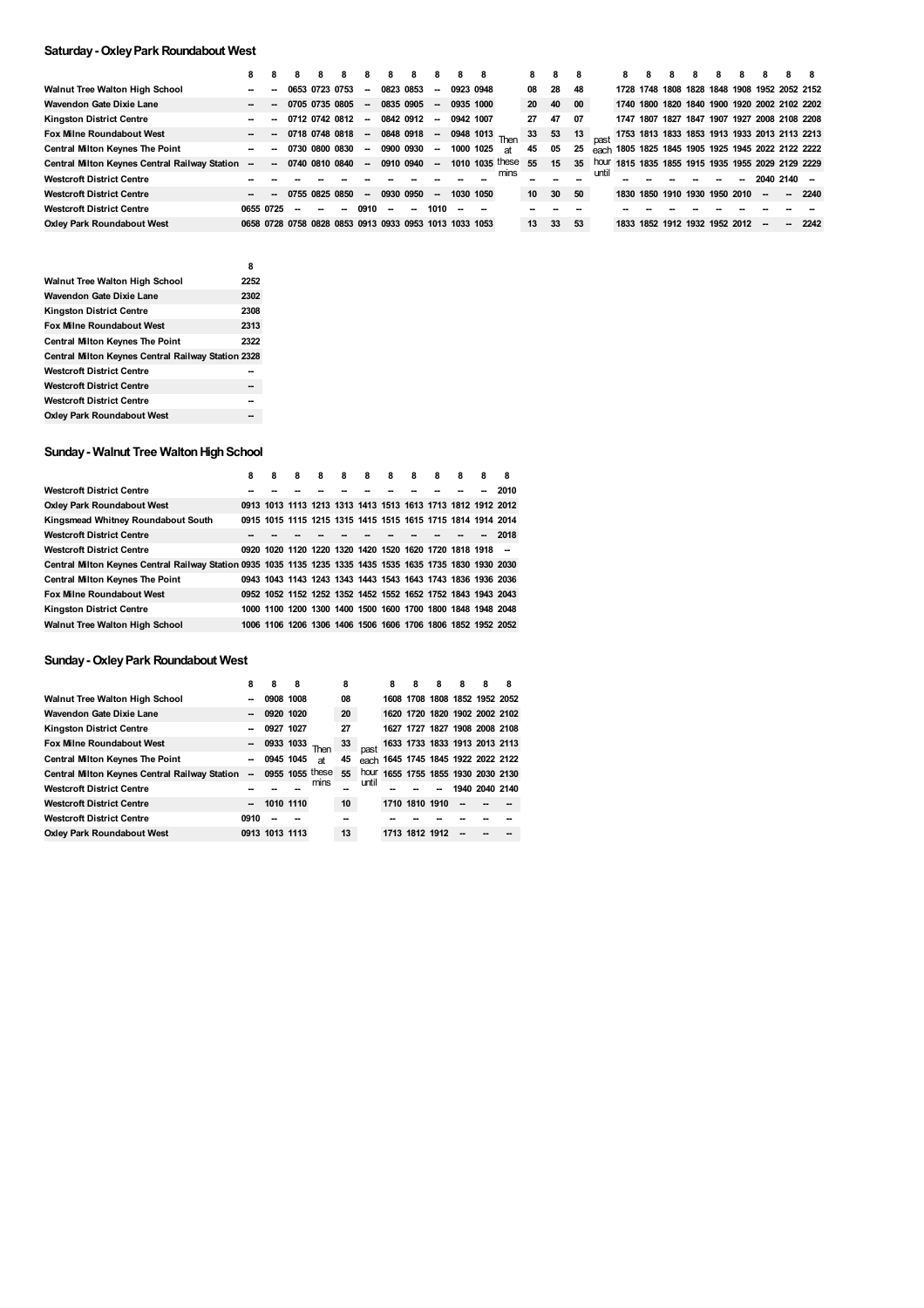## Saturday - Oxley Park Roundabout West

| | 8 | 8 | 8 | 8 | 8 | 8 | 8 | 8 | 8 | 8 | 8 | | 8 | 8 | 8 | | 8 | 8 | 8 | 8 | 8 | 8 | 8 | 8 | 8 |
|---|---|---|---|---|---|---|---|---|---|---|---|---|---|---|---|---|---|---|---|---|---|---|---|---|---|
| Walnut Tree Walton High School | -- | -- | 0653 | 0723 | 0753 | -- | 0823 | 0853 | -- | 0923 | 0948 | Then at these mins | 08 | 28 | 48 | past each hour until | 1728 | 1748 | 1808 | 1828 | 1848 | 1908 | 1952 | 2052 | 2152 |
| Wavendon Gate Dixie Lane | -- | -- | 0705 | 0735 | 0805 | -- | 0835 | 0905 | -- | 0935 | 1000 | | 20 | 40 | 00 | | 1740 | 1800 | 1820 | 1840 | 1900 | 1920 | 2002 | 2102 | 2202 |
| Kingston District Centre | -- | -- | 0712 | 0742 | 0812 | -- | 0842 | 0912 | -- | 0942 | 1007 | | 27 | 47 | 07 | | 1747 | 1807 | 1827 | 1847 | 1907 | 1927 | 2008 | 2108 | 2208 |
| Fox Milne Roundabout West | -- | -- | 0718 | 0748 | 0818 | -- | 0848 | 0918 | -- | 0948 | 1013 | | 33 | 53 | 13 | | 1753 | 1813 | 1833 | 1853 | 1913 | 1933 | 2013 | 2113 | 2213 |
| Central Milton Keynes The Point | -- | -- | 0730 | 0800 | 0830 | -- | 0900 | 0930 | -- | 1000 | 1025 | | 45 | 05 | 25 | | 1805 | 1825 | 1845 | 1905 | 1925 | 1945 | 2022 | 2122 | 2222 |
| Central Milton Keynes Central Railway Station | -- | -- | 0740 | 0810 | 0840 | -- | 0910 | 0940 | -- | 1010 | 1035 | | 55 | 15 | 35 | | 1815 | 1835 | 1855 | 1915 | 1935 | 1955 | 2029 | 2129 | 2229 |
| Westcroft District Centre | -- | -- | -- | -- | -- | -- | -- | -- | -- | -- | -- | | -- | -- | -- | | -- | -- | -- | -- | -- | -- | 2040 | 2140 | -- |
| Westcroft District Centre | -- | -- | 0755 | 0825 | 0850 | -- | 0930 | 0950 | -- | 1030 | 1050 | | 10 | 30 | 50 | | 1830 | 1850 | 1910 | 1930 | 1950 | 2010 | -- | -- | 2240 |
| Westcroft District Centre | 0655 | 0725 | -- | -- | -- | 0910 | -- | -- | 1010 | -- | -- | | -- | -- | -- | | -- | -- | -- | -- | -- | -- | -- | -- | -- |
| Oxley Park Roundabout West | 0658 | 0728 | 0758 | 0828 | 0853 | 0913 | 0933 | 0953 | 1013 | 1033 | 1053 | | 13 | 33 | 53 | | 1833 | 1852 | 1912 | 1932 | 1952 | 2012 | -- | -- | 2242 |

| | 8 |
|---|---|
| Walnut Tree Walton High School | 2252 |
| Wavendon Gate Dixie Lane | 2302 |
| Kingston District Centre | 2308 |
| Fox Milne Roundabout West | 2313 |
| Central Milton Keynes The Point | 2322 |
| Central Milton Keynes Central Railway Station | 2328 |
| Westcroft District Centre | -- |
| Westcroft District Centre | -- |
| Westcroft District Centre | -- |
| Oxley Park Roundabout West | -- |

## Sunday - Walnut Tree Walton High School

| | 8 | 8 | 8 | 8 | 8 | 8 | 8 | 8 | 8 | 8 | 8 | 8 |
|---|---|---|---|---|---|---|---|---|---|---|---|---|
| Westcroft District Centre | -- | -- | -- | -- | -- | -- | -- | -- | -- | -- | -- | 2010 |
| Oxley Park Roundabout West | 0913 | 1013 | 1113 | 1213 | 1313 | 1413 | 1513 | 1613 | 1713 | 1812 | 1912 | 2012 |
| Kingsmead Whitney Roundabout South | 0915 | 1015 | 1115 | 1215 | 1315 | 1415 | 1515 | 1615 | 1715 | 1814 | 1914 | 2014 |
| Westcroft District Centre | -- | -- | -- | -- | -- | -- | -- | -- | -- | -- | -- | 2018 |
| Westcroft District Centre | 0920 | 1020 | 1120 | 1220 | 1320 | 1420 | 1520 | 1620 | 1720 | 1818 | 1918 | -- |
| Central Milton Keynes Central Railway Station | 0935 | 1035 | 1135 | 1235 | 1335 | 1435 | 1535 | 1635 | 1735 | 1830 | 1930 | 2030 |
| Central Milton Keynes The Point | 0943 | 1043 | 1143 | 1243 | 1343 | 1443 | 1543 | 1643 | 1743 | 1836 | 1936 | 2036 |
| Fox Milne Roundabout West | 0952 | 1052 | 1152 | 1252 | 1352 | 1452 | 1552 | 1652 | 1752 | 1843 | 1943 | 2043 |
| Kingston District Centre | 1000 | 1100 | 1200 | 1300 | 1400 | 1500 | 1600 | 1700 | 1800 | 1848 | 1948 | 2048 |
| Walnut Tree Walton High School | 1006 | 1106 | 1206 | 1306 | 1406 | 1506 | 1606 | 1706 | 1806 | 1852 | 1952 | 2052 |

## Sunday - Oxley Park Roundabout West

| | 8 | 8 | 8 | | 8 | | 8 | 8 | 8 | 8 | 8 | 8 |
|---|---|---|---|---|---|---|---|---|---|---|---|---|
| Walnut Tree Walton High School | -- | 0908 | 1008 | Then at these mins | 08 | past each hour until | 1608 | 1708 | 1808 | 1852 | 1952 | 2052 |
| Wavendon Gate Dixie Lane | -- | 0920 | 1020 | | 20 | | 1620 | 1720 | 1820 | 1902 | 2002 | 2102 |
| Kingston District Centre | -- | 0927 | 1027 | | 27 | | 1627 | 1727 | 1827 | 1908 | 2008 | 2108 |
| Fox Milne Roundabout West | -- | 0933 | 1033 | | 33 | | 1633 | 1733 | 1833 | 1913 | 2013 | 2113 |
| Central Milton Keynes The Point | -- | 0945 | 1045 | | 45 | | 1645 | 1745 | 1845 | 1922 | 2022 | 2122 |
| Central Milton Keynes Central Railway Station | -- | 0955 | 1055 | | 55 | | 1655 | 1755 | 1855 | 1930 | 2030 | 2130 |
| Westcroft District Centre | -- | -- | -- | | -- | | -- | -- | -- | 1940 | 2040 | 2140 |
| Westcroft District Centre | -- | 1010 | 1110 | | 10 | | 1710 | 1810 | 1910 | -- | -- | -- |
| Westcroft District Centre | 0910 | -- | -- | | -- | | -- | -- | -- | -- | -- | -- |
| Oxley Park Roundabout West | 0913 | 1013 | 1113 | | 13 | | 1713 | 1812 | 1912 | -- | -- | -- |